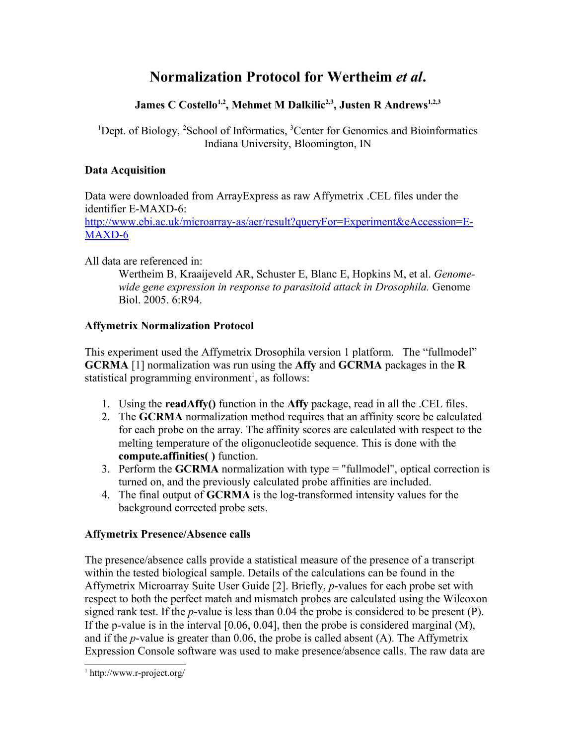# Normalization Protocol for Wertheim *et al*.

**James C Costello[1,2], Mehmet M Dalkilic[2,3], Justen R Andrews[1,2,3]**

[1]Dept. of Biology, [2]School of Informatics, [3]Center for Genomics and Bioinformatics
Indiana University, Bloomington, IN

**Data Acquisition**

Data were downloaded from ArrayExpress as raw Affymetrix .CEL files under the identifier E-MAXD-6:
[http://www.ebi.ac.uk/microarray-as/aer/result?queryFor=Experiment&eAccession=E-MAXD-6](http://www.ebi.ac.uk/microarray-as/aer/result?queryFor=Experiment&eAccession=E-MAXD-6)

All data are referenced in:

> Wertheim B, Kraaijeveld AR, Schuster E, Blanc E, Hopkins M, et al. *Genome-wide gene expression in response to parasitoid attack in Drosophila.* Genome Biol. 2005. 6:R94.

**Affymetrix Normalization Protocol**

This experiment used the Affymetrix Drosophila version 1 platform. The "fullmodel" **GCRMA** [1] normalization was run using the **Affy** and **GCRMA** packages in the **R** statistical programming environment[1], as follows:

1. Using the **readAffy()** function in the **Affy** package, read in all the .CEL files.
2. The **GCRMA** normalization method requires that an affinity score be calculated for each probe on the array. The affinity scores are calculated with respect to the melting temperature of the oligonucleotide sequence. This is done with the **compute.affinities( )** function.
3. Perform the **GCRMA** normalization with type = "fullmodel", optical correction is turned on, and the previously calculated probe affinities are included.
4. The final output of **GCRMA** is the log-transformed intensity values for the background corrected probe sets.

**Affymetrix Presence/Absence calls**

The presence/absence calls provide a statistical measure of the presence of a transcript within the tested biological sample. Details of the calculations can be found in the Affymetrix Microarray Suite User Guide [2]. Briefly, *p*-values for each probe set with respect to both the perfect match and mismatch probes are calculated using the Wilcoxon signed rank test. If the *p*-value is less than 0.04 the probe is considered to be present (P). If the p-value is in the interval [0.06, 0.04], then the probe is considered marginal (M), and if the *p*-value is greater than 0.06, the probe is called absent (A). The Affymetrix Expression Console software was used to make presence/absence calls. The raw data are

[1] http://www.r-project.org/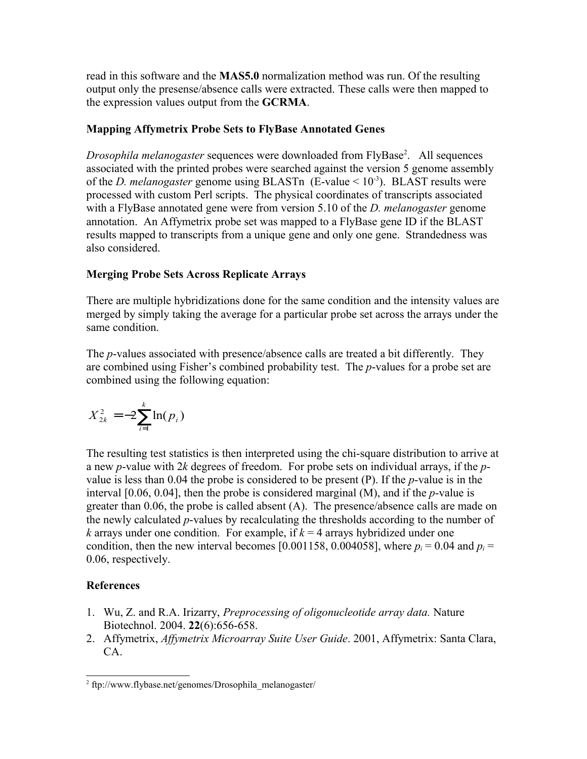read in this software and the **MAS5.0** normalization method was run. Of the resulting output only the presense/absence calls were extracted. These calls were then mapped to the expression values output from the **GCRMA**.

**Mapping Affymetrix Probe Sets to FlyBase Annotated Genes**

*Drosophila melanogaster* sequences were downloaded from FlyBase[2]. All sequences associated with the printed probes were searched against the version 5 genome assembly of the *D. melanogaster* genome using BLASTn (E-value < $10^{-3}$). BLAST results were processed with custom Perl scripts. The physical coordinates of transcripts associated with a FlyBase annotated gene were from version 5.10 of the *D. melanogaster* genome annotation. An Affymetrix probe set was mapped to a FlyBase gene ID if the BLAST results mapped to transcripts from a unique gene and only one gene. Strandedness was also considered.

**Merging Probe Sets Across Replicate Arrays**

There are multiple hybridizations done for the same condition and the intensity values are merged by simply taking the average for a particular probe set across the arrays under the same condition.

The *p*-values associated with presence/absence calls are treated a bit differently. They are combined using Fisher's combined probability test. The *p*-values for a probe set are combined using the following equation:

$$X_{2k}^2 = -2\sum_{i=1}^{k}\ln(p_i)$$

The resulting test statistics is then interpreted using the chi-square distribution to arrive at a new *p*-value with $2k$ degrees of freedom. For probe sets on individual arrays, if the *p*-value is less than 0.04 the probe is considered to be present (P). If the *p*-value is in the interval [0.06, 0.04], then the probe is considered marginal (M), and if the *p*-value is greater than 0.06, the probe is called absent (A). The presence/absence calls are made on the newly calculated *p*-values by recalculating the thresholds according to the number of $k$ arrays under one condition. For example, if $k = 4$ arrays hybridized under one condition, then the new interval becomes [0.001158, 0.004058], where $p_i = 0.04$ and $p_i = 0.06$, respectively.

**References**

1. Wu, Z. and R.A. Irizarry, *Preprocessing of oligonucleotide array data.* Nature Biotechnol. 2004. **22**(6):656-658.
2. Affymetrix, *Affymetrix Microarray Suite User Guide*. 2001, Affymetrix: Santa Clara, CA.

[2] ftp://www.flybase.net/genomes/Drosophila_melanogaster/